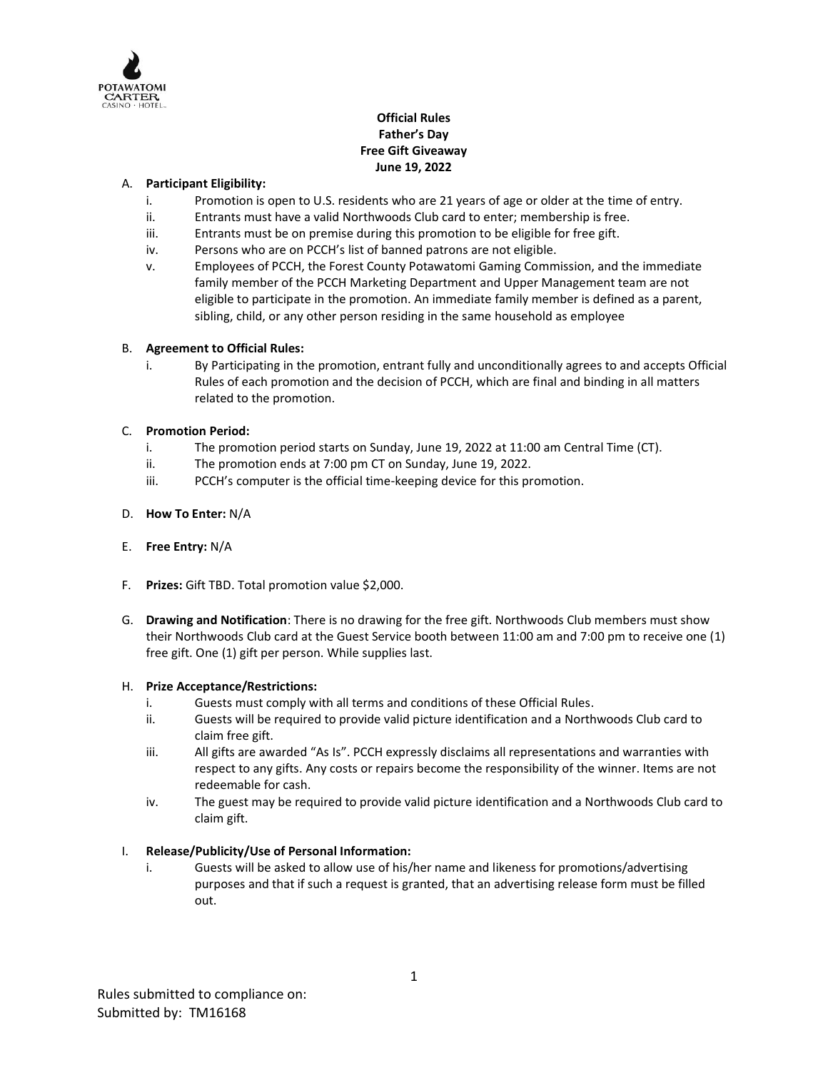**Official Rules**
**Father's Day**
**Free Gift Giveaway**
**June 19, 2022**

A. **Participant Eligibility:**
   - i. Promotion is open to U.S. residents who are 21 years of age or older at the time of entry.
   - ii. Entrants must have a valid Northwoods Club card to enter; membership is free.
   - iii. Entrants must be on premise during this promotion to be eligible for free gift.
   - iv. Persons who are on PCCH's list of banned patrons are not eligible.
   - v. Employees of PCCH, the Forest County Potawatomi Gaming Commission, and the immediate family member of the PCCH Marketing Department and Upper Management team are not eligible to participate in the promotion. An immediate family member is defined as a parent, sibling, child, or any other person residing in the same household as employee

B. **Agreement to Official Rules:**
   - i. By Participating in the promotion, entrant fully and unconditionally agrees to and accepts Official Rules of each promotion and the decision of PCCH, which are final and binding in all matters related to the promotion.

C. **Promotion Period:**
   - i. The promotion period starts on Sunday, June 19, 2022 at 11:00 am Central Time (CT).
   - ii. The promotion ends at 7:00 pm CT on Sunday, June 19, 2022.
   - iii. PCCH's computer is the official time-keeping device for this promotion.

D. **How To Enter:** N/A

E. **Free Entry:** N/A

F. **Prizes:** Gift TBD. Total promotion value $2,000.

G. **Drawing and Notification**: There is no drawing for the free gift. Northwoods Club members must show their Northwoods Club card at the Guest Service booth between 11:00 am and 7:00 pm to receive one (1) free gift. One (1) gift per person. While supplies last.

H. **Prize Acceptance/Restrictions:**
   - i. Guests must comply with all terms and conditions of these Official Rules.
   - ii. Guests will be required to provide valid picture identification and a Northwoods Club card to claim free gift.
   - iii. All gifts are awarded "As Is". PCCH expressly disclaims all representations and warranties with respect to any gifts. Any costs or repairs become the responsibility of the winner. Items are not redeemable for cash.
   - iv. The guest may be required to provide valid picture identification and a Northwoods Club card to claim gift.

I. **Release/Publicity/Use of Personal Information:**
   - i. Guests will be asked to allow use of his/her name and likeness for promotions/advertising purposes and that if such a request is granted, that an advertising release form must be filled out.

Rules submitted to compliance on:
Submitted by: TM16168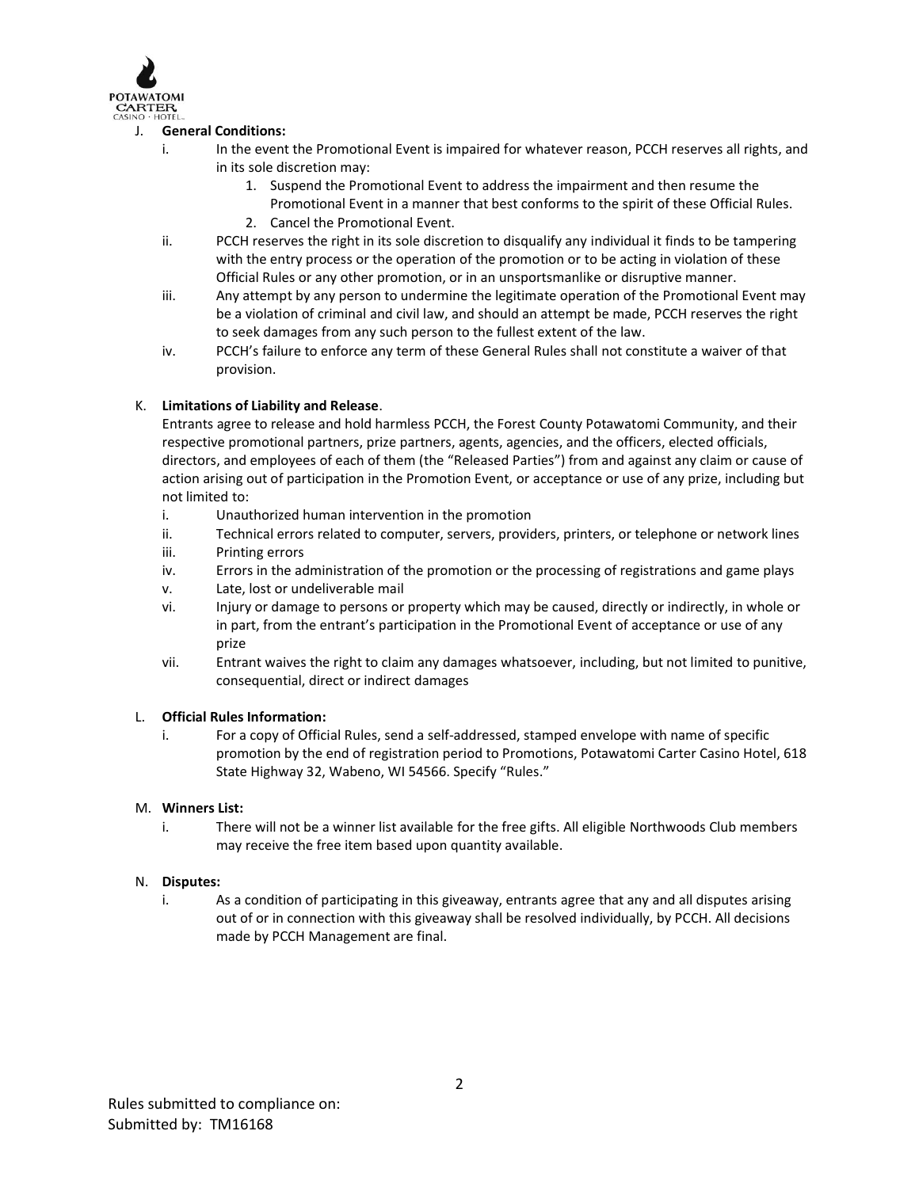J. **General Conditions:**

   i. In the event the Promotional Event is impaired for whatever reason, PCCH reserves all rights, and in its sole discretion may:

      1. Suspend the Promotional Event to address the impairment and then resume the Promotional Event in a manner that best conforms to the spirit of these Official Rules.
      2. Cancel the Promotional Event.

   ii. PCCH reserves the right in its sole discretion to disqualify any individual it finds to be tampering with the entry process or the operation of the promotion or to be acting in violation of these Official Rules or any other promotion, or in an unsportsmanlike or disruptive manner.

   iii. Any attempt by any person to undermine the legitimate operation of the Promotional Event may be a violation of criminal and civil law, and should an attempt be made, PCCH reserves the right to seek damages from any such person to the fullest extent of the law.

   iv. PCCH's failure to enforce any term of these General Rules shall not constitute a waiver of that provision.

K. **Limitations of Liability and Release**.

Entrants agree to release and hold harmless PCCH, the Forest County Potawatomi Community, and their respective promotional partners, prize partners, agents, agencies, and the officers, elected officials, directors, and employees of each of them (the "Released Parties") from and against any claim or cause of action arising out of participation in the Promotion Event, or acceptance or use of any prize, including but not limited to:

   i. Unauthorized human intervention in the promotion

   ii. Technical errors related to computer, servers, providers, printers, or telephone or network lines

   iii. Printing errors

   iv. Errors in the administration of the promotion or the processing of registrations and game plays

   v. Late, lost or undeliverable mail

   vi. Injury or damage to persons or property which may be caused, directly or indirectly, in whole or in part, from the entrant's participation in the Promotional Event of acceptance or use of any prize

   vii. Entrant waives the right to claim any damages whatsoever, including, but not limited to punitive, consequential, direct or indirect damages

L. **Official Rules Information:**

   i. For a copy of Official Rules, send a self-addressed, stamped envelope with name of specific promotion by the end of registration period to Promotions, Potawatomi Carter Casino Hotel, 618 State Highway 32, Wabeno, WI 54566. Specify "Rules."

M. **Winners List:**

   i. There will not be a winner list available for the free gifts. All eligible Northwoods Club members may receive the free item based upon quantity available.

N. **Disputes:**

   i. As a condition of participating in this giveaway, entrants agree that any and all disputes arising out of or in connection with this giveaway shall be resolved individually, by PCCH. All decisions made by PCCH Management are final.

Rules submitted to compliance on:
Submitted by: TM16168